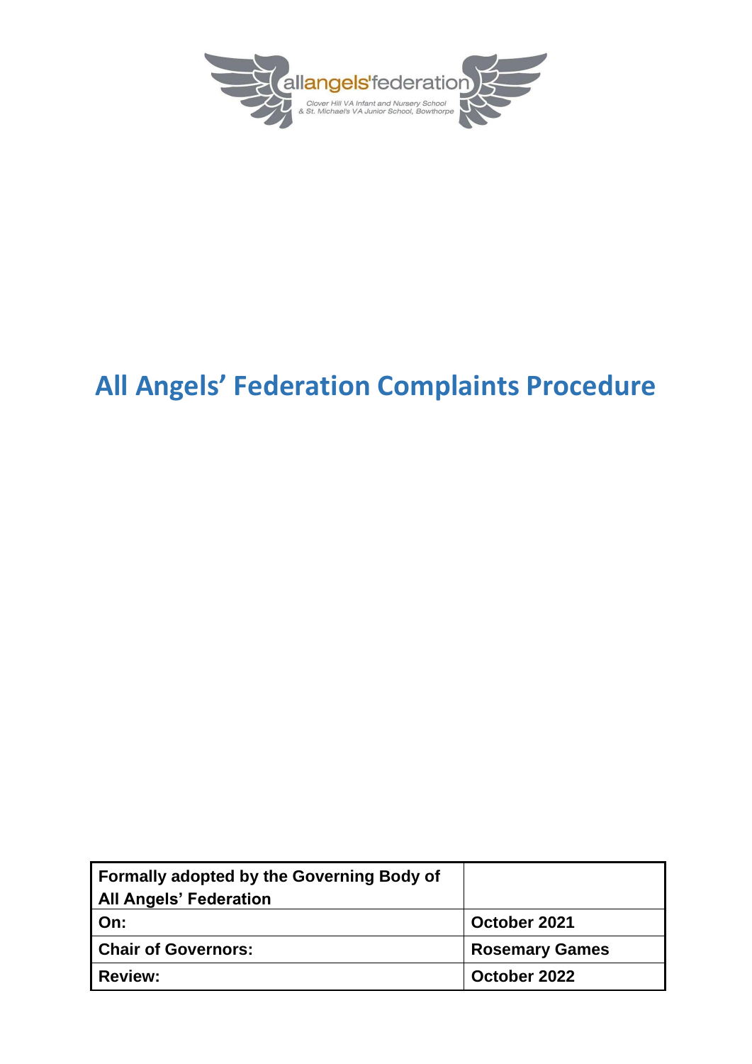allangels'federation

Clover Hill VA Infant and Nursery School
& St. Michael's VA Junior School, Bowthorpe

# All Angels' Federation Complaints Procedure

| Formally adopted by the Governing Body of All Angels' Federation | |
|---|---|
| On: | October 2021 |
| Chair of Governors: | Rosemary Games |
| Review: | October 2022 |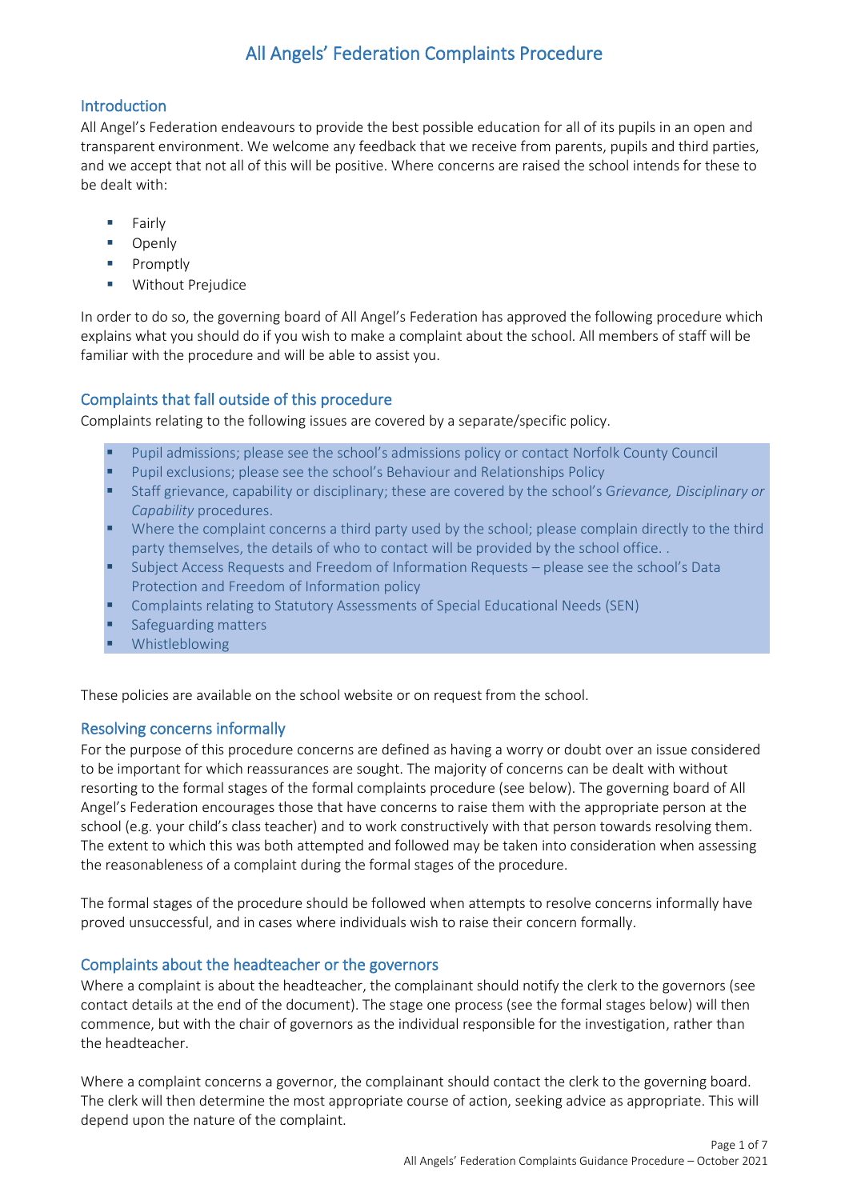# All Angels' Federation Complaints Procedure

## Introduction

All Angel's Federation endeavours to provide the best possible education for all of its pupils in an open and transparent environment. We welcome any feedback that we receive from parents, pupils and third parties, and we accept that not all of this will be positive. Where concerns are raised the school intends for these to be dealt with:

- Fairly
- Openly
- Promptly
- Without Prejudice

In order to do so, the governing board of All Angel's Federation has approved the following procedure which explains what you should do if you wish to make a complaint about the school. All members of staff will be familiar with the procedure and will be able to assist you.

## Complaints that fall outside of this procedure

Complaints relating to the following issues are covered by a separate/specific policy.

- Pupil admissions; please see the school's admissions policy or contact Norfolk County Council
- Pupil exclusions; please see the school's Behaviour and Relationships Policy
- Staff grievance, capability or disciplinary; these are covered by the school's G*rievance, Disciplinary or Capability* procedures.
- Where the complaint concerns a third party used by the school; please complain directly to the third party themselves, the details of who to contact will be provided by the school office. .
- Subject Access Requests and Freedom of Information Requests – please see the school's Data Protection and Freedom of Information policy
- Complaints relating to Statutory Assessments of Special Educational Needs (SEN)
- Safeguarding matters
- Whistleblowing

These policies are available on the school website or on request from the school.

## Resolving concerns informally

For the purpose of this procedure concerns are defined as having a worry or doubt over an issue considered to be important for which reassurances are sought. The majority of concerns can be dealt with without resorting to the formal stages of the formal complaints procedure (see below). The governing board of All Angel's Federation encourages those that have concerns to raise them with the appropriate person at the school (e.g. your child's class teacher) and to work constructively with that person towards resolving them. The extent to which this was both attempted and followed may be taken into consideration when assessing the reasonableness of a complaint during the formal stages of the procedure.

The formal stages of the procedure should be followed when attempts to resolve concerns informally have proved unsuccessful, and in cases where individuals wish to raise their concern formally.

## Complaints about the headteacher or the governors

Where a complaint is about the headteacher, the complainant should notify the clerk to the governors (see contact details at the end of the document). The stage one process (see the formal stages below) will then commence, but with the chair of governors as the individual responsible for the investigation, rather than the headteacher.

Where a complaint concerns a governor, the complainant should contact the clerk to the governing board. The clerk will then determine the most appropriate course of action, seeking advice as appropriate. This will depend upon the nature of the complaint.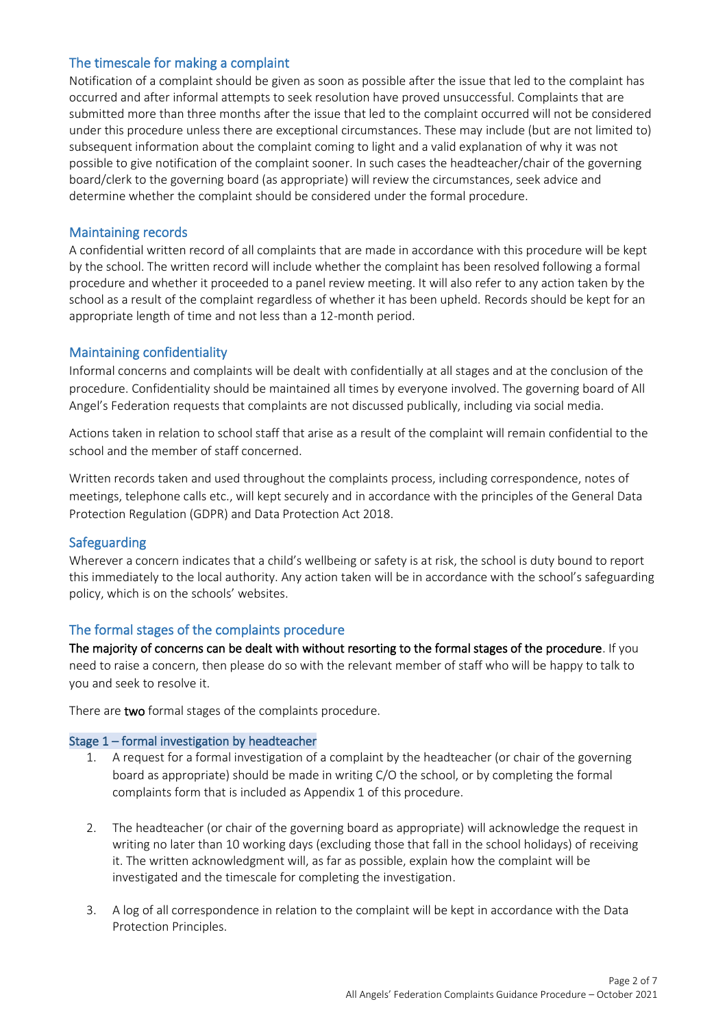## The timescale for making a complaint

Notification of a complaint should be given as soon as possible after the issue that led to the complaint has occurred and after informal attempts to seek resolution have proved unsuccessful. Complaints that are submitted more than three months after the issue that led to the complaint occurred will not be considered under this procedure unless there are exceptional circumstances. These may include (but are not limited to) subsequent information about the complaint coming to light and a valid explanation of why it was not possible to give notification of the complaint sooner. In such cases the headteacher/chair of the governing board/clerk to the governing board (as appropriate) will review the circumstances, seek advice and determine whether the complaint should be considered under the formal procedure.

## Maintaining records

A confidential written record of all complaints that are made in accordance with this procedure will be kept by the school. The written record will include whether the complaint has been resolved following a formal procedure and whether it proceeded to a panel review meeting. It will also refer to any action taken by the school as a result of the complaint regardless of whether it has been upheld. Records should be kept for an appropriate length of time and not less than a 12-month period.

## Maintaining confidentiality

Informal concerns and complaints will be dealt with confidentially at all stages and at the conclusion of the procedure. Confidentiality should be maintained all times by everyone involved. The governing board of All Angel's Federation requests that complaints are not discussed publically, including via social media.

Actions taken in relation to school staff that arise as a result of the complaint will remain confidential to the school and the member of staff concerned.

Written records taken and used throughout the complaints process, including correspondence, notes of meetings, telephone calls etc., will kept securely and in accordance with the principles of the General Data Protection Regulation (GDPR) and Data Protection Act 2018.

## Safeguarding

Wherever a concern indicates that a child's wellbeing or safety is at risk, the school is duty bound to report this immediately to the local authority. Any action taken will be in accordance with the school's safeguarding policy, which is on the schools' websites.

## The formal stages of the complaints procedure

**The majority of concerns can be dealt with without resorting to the formal stages of the procedure**. If you need to raise a concern, then please do so with the relevant member of staff who will be happy to talk to you and seek to resolve it.

There are **two** formal stages of the complaints procedure.

### Stage 1 – formal investigation by headteacher

1. A request for a formal investigation of a complaint by the headteacher (or chair of the governing board as appropriate) should be made in writing C/O the school, or by completing the formal complaints form that is included as Appendix 1 of this procedure.

2. The headteacher (or chair of the governing board as appropriate) will acknowledge the request in writing no later than 10 working days (excluding those that fall in the school holidays) of receiving it. The written acknowledgment will, as far as possible, explain how the complaint will be investigated and the timescale for completing the investigation.

3. A log of all correspondence in relation to the complaint will be kept in accordance with the Data Protection Principles.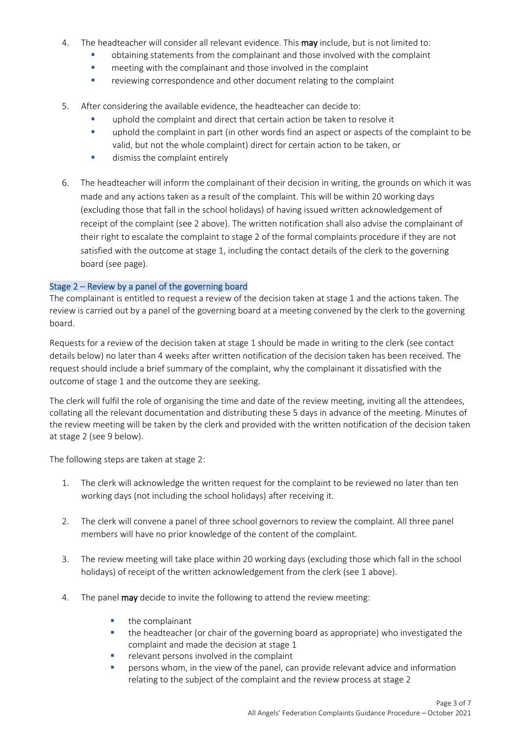4. The headteacher will consider all relevant evidence. This **may** include, but is not limited to:
   - obtaining statements from the complainant and those involved with the complaint
   - meeting with the complainant and those involved in the complaint
   - reviewing correspondence and other document relating to the complaint

5. After considering the available evidence, the headteacher can decide to:
   - uphold the complaint and direct that certain action be taken to resolve it
   - uphold the complaint in part (in other words find an aspect or aspects of the complaint to be valid, but not the whole complaint) direct for certain action to be taken, or
   - dismiss the complaint entirely

6. The headteacher will inform the complainant of their decision in writing, the grounds on which it was made and any actions taken as a result of the complaint. This will be within 20 working days (excluding those that fall in the school holidays) of having issued written acknowledgement of receipt of the complaint (see 2 above). The written notification shall also advise the complainant of their right to escalate the complaint to stage 2 of the formal complaints procedure if they are not satisfied with the outcome at stage 1, including the contact details of the clerk to the governing board (see page).

### Stage 2 – Review by a panel of the governing board

The complainant is entitled to request a review of the decision taken at stage 1 and the actions taken. The review is carried out by a panel of the governing board at a meeting convened by the clerk to the governing board.

Requests for a review of the decision taken at stage 1 should be made in writing to the clerk (see contact details below) no later than 4 weeks after written notification of the decision taken has been received. The request should include a brief summary of the complaint, why the complainant it dissatisfied with the outcome of stage 1 and the outcome they are seeking.

The clerk will fulfil the role of organising the time and date of the review meeting, inviting all the attendees, collating all the relevant documentation and distributing these 5 days in advance of the meeting. Minutes of the review meeting will be taken by the clerk and provided with the written notification of the decision taken at stage 2 (see 9 below).

The following steps are taken at stage 2:

1. The clerk will acknowledge the written request for the complaint to be reviewed no later than ten working days (not including the school holidays) after receiving it.

2. The clerk will convene a panel of three school governors to review the complaint. All three panel members will have no prior knowledge of the content of the complaint.

3. The review meeting will take place within 20 working days (excluding those which fall in the school holidays) of receipt of the written acknowledgement from the clerk (see 1 above).

4. The panel **may** decide to invite the following to attend the review meeting:
   - the complainant
   - the headteacher (or chair of the governing board as appropriate) who investigated the complaint and made the decision at stage 1
   - relevant persons involved in the complaint
   - persons whom, in the view of the panel, can provide relevant advice and information relating to the subject of the complaint and the review process at stage 2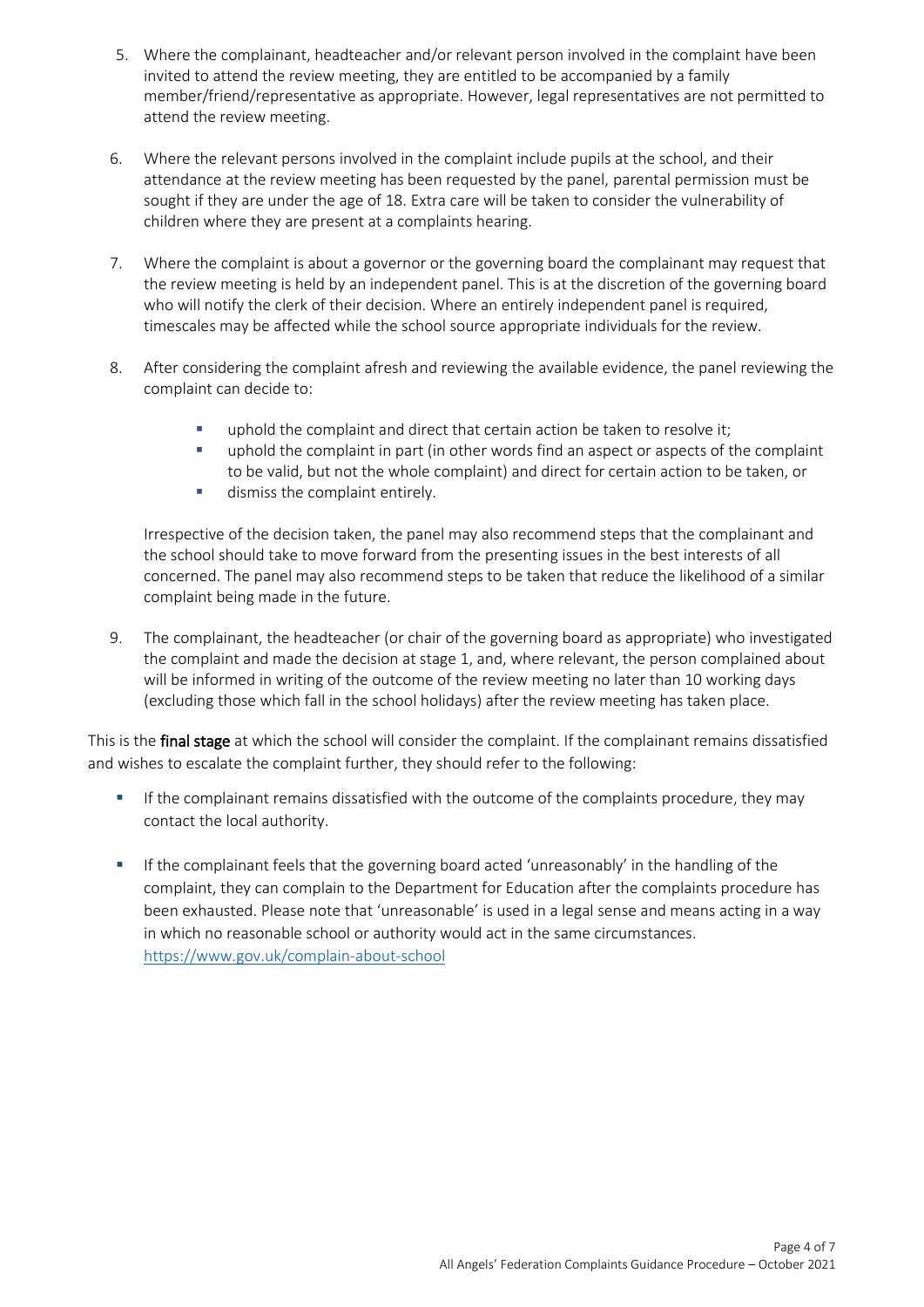5. Where the complainant, headteacher and/or relevant person involved in the complaint have been invited to attend the review meeting, they are entitled to be accompanied by a family member/friend/representative as appropriate. However, legal representatives are not permitted to attend the review meeting.

6. Where the relevant persons involved in the complaint include pupils at the school, and their attendance at the review meeting has been requested by the panel, parental permission must be sought if they are under the age of 18. Extra care will be taken to consider the vulnerability of children where they are present at a complaints hearing.

7. Where the complaint is about a governor or the governing board the complainant may request that the review meeting is held by an independent panel. This is at the discretion of the governing board who will notify the clerk of their decision. Where an entirely independent panel is required, timescales may be affected while the school source appropriate individuals for the review.

8. After considering the complaint afresh and reviewing the available evidence, the panel reviewing the complaint can decide to:

   - uphold the complaint and direct that certain action be taken to resolve it;
   - uphold the complaint in part (in other words find an aspect or aspects of the complaint to be valid, but not the whole complaint) and direct for certain action to be taken, or
   - dismiss the complaint entirely.

   Irrespective of the decision taken, the panel may also recommend steps that the complainant and the school should take to move forward from the presenting issues in the best interests of all concerned. The panel may also recommend steps to be taken that reduce the likelihood of a similar complaint being made in the future.

9. The complainant, the headteacher (or chair of the governing board as appropriate) who investigated the complaint and made the decision at stage 1, and, where relevant, the person complained about will be informed in writing of the outcome of the review meeting no later than 10 working days (excluding those which fall in the school holidays) after the review meeting has taken place.

This is the **final stage** at which the school will consider the complaint. If the complainant remains dissatisfied and wishes to escalate the complaint further, they should refer to the following:

- If the complainant remains dissatisfied with the outcome of the complaints procedure, they may contact the local authority.

- If the complainant feels that the governing board acted 'unreasonably' in the handling of the complaint, they can complain to the Department for Education after the complaints procedure has been exhausted. Please note that 'unreasonable' is used in a legal sense and means acting in a way in which no reasonable school or authority would act in the same circumstances. https://www.gov.uk/complain-about-school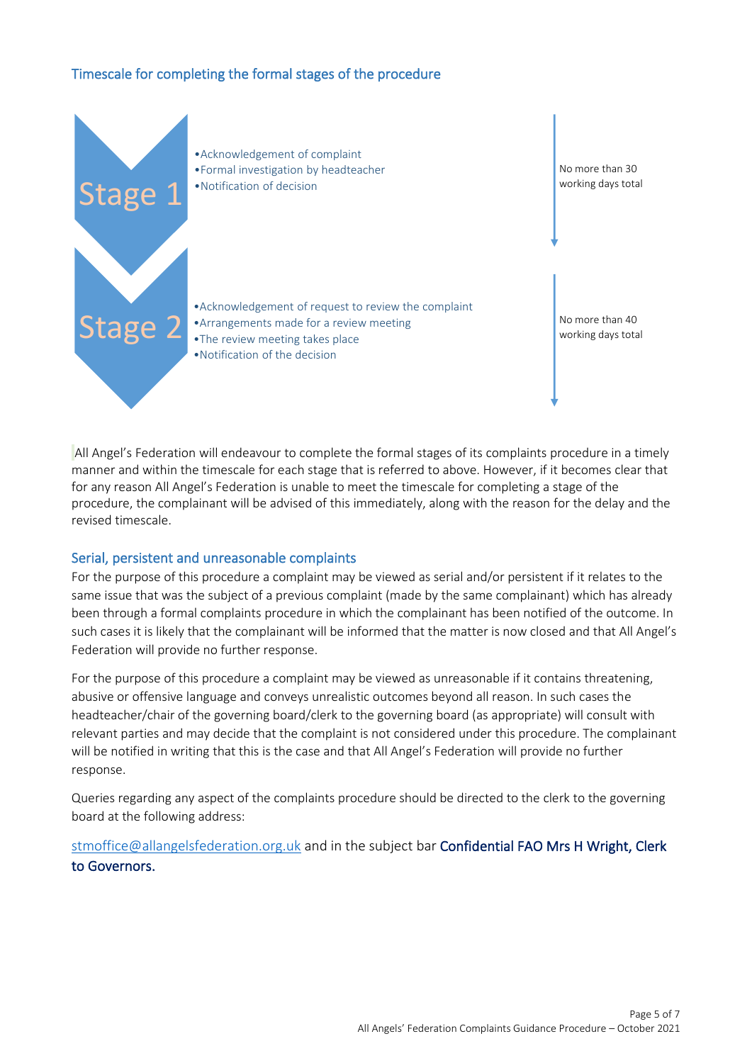## Timescale for completing the formal stages of the procedure

**Stage 1**

- Acknowledgement of complaint
- Formal investigation by headteacher
- Notification of decision

No more than 30 working days total

**Stage 2**

- Acknowledgement of request to review the complaint
- Arrangements made for a review meeting
- The review meeting takes place
- Notification of the decision

No more than 40 working days total

All Angel's Federation will endeavour to complete the formal stages of its complaints procedure in a timely manner and within the timescale for each stage that is referred to above. However, if it becomes clear that for any reason All Angel's Federation is unable to meet the timescale for completing a stage of the procedure, the complainant will be advised of this immediately, along with the reason for the delay and the revised timescale.

## Serial, persistent and unreasonable complaints

For the purpose of this procedure a complaint may be viewed as serial and/or persistent if it relates to the same issue that was the subject of a previous complaint (made by the same complainant) which has already been through a formal complaints procedure in which the complainant has been notified of the outcome. In such cases it is likely that the complainant will be informed that the matter is now closed and that All Angel's Federation will provide no further response.

For the purpose of this procedure a complaint may be viewed as unreasonable if it contains threatening, abusive or offensive language and conveys unrealistic outcomes beyond all reason. In such cases the headteacher/chair of the governing board/clerk to the governing board (as appropriate) will consult with relevant parties and may decide that the complaint is not considered under this procedure. The complainant will be notified in writing that this is the case and that All Angel's Federation will provide no further response.

Queries regarding any aspect of the complaints procedure should be directed to the clerk to the governing board at the following address:

stmoffice@allangelsfederation.org.uk and in the subject bar **Confidential FAO Mrs H Wright, Clerk to Governors.**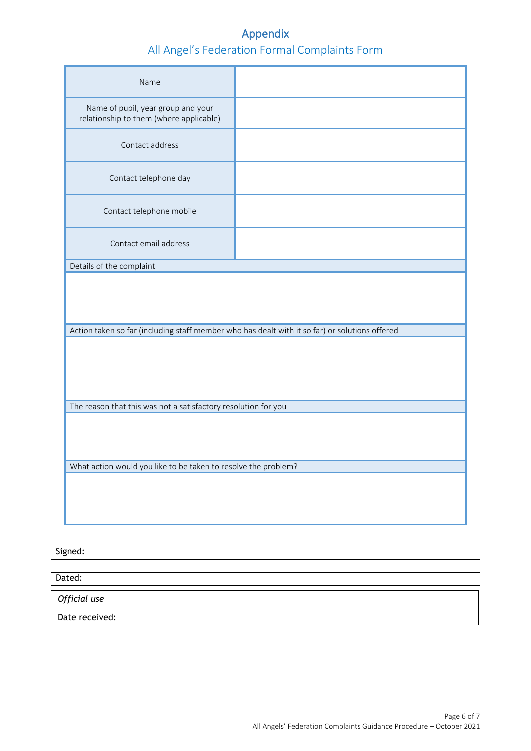# Appendix

## All Angel's Federation Formal Complaints Form

| | |
|---|---|
| Name | |
| Name of pupil, year group and your relationship to them (where applicable) | |
| Contact address | |
| Contact telephone day | |
| Contact telephone mobile | |
| Contact email address | |

| |
|---|
| Details of the complaint |
| |
| Action taken so far (including staff member who has dealt with it so far) or solutions offered |
| |
| The reason that this was not a satisfactory resolution for you |
| |
| What action would you like to be taken to resolve the problem? |
| |

| | | | | | |
|---|---|---|---|---|---|
| Signed: | | | | | |
| | | | | | |
| Dated: | | | | | |

*Official use*

Date received: